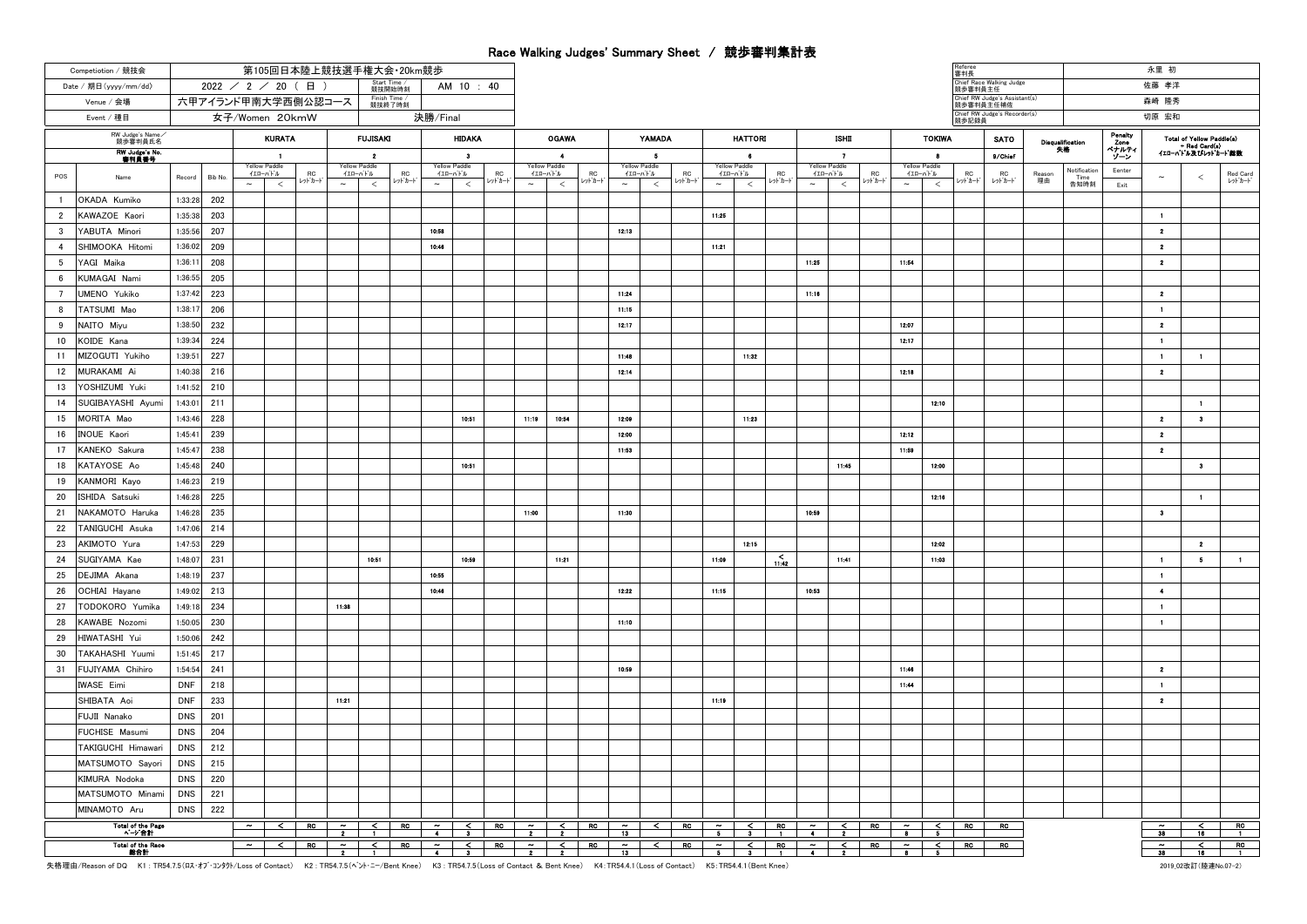# Race Walking Judges' Summary Sheet ／ 競歩審判集計表

| | |
|---|---|
| Competiotion / 競技会 | 第105回日本陸上競技選手権大会・20km競歩 |
| Date / 期日(yyyy/mm/dd) | 2022 ／ 2 ／ 20 （ 日 ） |
| Start Time / 競技開始時刻 | AM 10 : 40 |
| Venue / 会場 | 六甲アイランド甲南大学西側公認コース |
| Finish Time / 競技終了時刻 | |
| Event / 種目 | 女子/Women 20kmW |
| | 決勝/Final |

| | |
|---|---|
| Referee 審判長 | 永里 初 |
| Chief Race Walking Judge 競歩審判員主任 | 佐藤 孝洋 |
| Chief RW Judge's Assistant(s) 競歩審判員主任補佐 | 森崎 隆秀 |
| Chief RW Judge's Recorder(s) 競歩記録員 | 切原 宏和 |

| RW Judge's Name／競歩審判員氏名 | | | | KURATA | | | FUJISAKI | | | HIDAKA | | | OGAWA | | | YAMADA | | | HATTORI | | | ISHII | | | TOKIWA | | | SATO | Disqualification 失格 | | Penalty Zone ペナルティゾーン | Total of Yellow Paddle(s) + Red Card(s) イエローパドル及びレッドカード総数 | | |
|---|---|---|---|---|---|---|---|---|---|---|---|---|---|---|---|---|---|---|---|---|---|---|---|---|---|---|---|---|---|---|---|---|---|---|
| RW Judge's No. 審判員番号 | | | | 1 | | | 2 | | | 3 | | | 4 | | | 5 | | | 6 | | | 7 | | | 8 | | | 9/Chief | | | | | | |
| POS | Name | Record | Bib No. | Yellow Paddle イエローパドル ~ | Yellow Paddle イエローパドル < | RC レッドカード | ~ | < | RC レッドカード | ~ | < | RC レッドカード | ~ | < | RC レッドカード | ~ | < | RC レッドカード | ~ | < | RC レッドカード | ~ | < | RC レッドカード | ~ | < | RC レッドカード | RC レッドカード | Reason 理由 | Notification Time 告知時刻 | Enter / Exit | ~ | < | Red Card レッドカード |
| 1 | OKADA Kumiko | 1:33:28 | 202 | | | | | | | | | | | | | | | | | | | | | | | | | | | | | | | |
| 2 | KAWAZOE Kaori | 1:35:38 | 203 | | | | | | | | | | | | | | | | 11:25 | | | | | | | | | | | | | 1 | | |
| 3 | YABUTA Minori | 1:35:56 | 207 | | | | | | | 10:58 | | | | | | 12:13 | | | | | | | | | | | | | | | | 2 | | |
| 4 | SHIMOOKA Hitomi | 1:36:02 | 209 | | | | | | | 10:46 | | | | | | | | | 11:21 | | | | | | | | | | | | | 2 | | |
| 5 | YAGI Maika | 1:36:11 | 208 | | | | | | | | | | | | | | | | | | | 11:25 | | | 11:54 | | | | | | | 2 | | |
| 6 | KUMAGAI Nami | 1:36:55 | 205 | | | | | | | | | | | | | | | | | | | | | | | | | | | | | | | |
| 7 | UMENO Yukiko | 1:37:42 | 223 | | | | | | | | | | | | | 11:24 | | | | | | 11:16 | | | | | | | | | | 2 | | |
| 8 | TATSUMI Mao | 1:38:17 | 206 | | | | | | | | | | | | | 11:15 | | | | | | | | | | | | | | | | 1 | | |
| 9 | NAITO Miyu | 1:38:50 | 232 | | | | | | | | | | | | | 12:17 | | | | | | | | | 12:07 | | | | | | | 2 | | |
| 10 | KOIDE Kana | 1:39:34 | 224 | | | | | | | | | | | | | | | | | | | | | | 12:17 | | | | | | | 1 | | |
| 11 | MIZOGUTI Yukiho | 1:39:51 | 227 | | | | | | | | | | | | | 11:48 | | | | 11:32 | | | | | | | | | | | | 1 | 1 | |
| 12 | MURAKAMI Ai | 1:40:38 | 216 | | | | | | | | | | | | | 12:14 | | | | | | | | | 12:18 | | | | | | | 2 | | |
| 13 | YOSHIZUMI Yuki | 1:41:52 | 210 | | | | | | | | | | | | | | | | | | | | | | | | | | | | | | | |
| 14 | SUGIBAYASHI Ayumi | 1:43:01 | 211 | | | | | | | | | | | | | | | | | | | | | | | 12:10 | | | | | | | 1 | |
| 15 | MORITA Mao | 1:43:46 | 228 | | | | | | | | 10:51 | | 11:19 | 10:54 | | 12:09 | | | | 11:23 | | | | | | | | | | | | 2 | 3 | |
| 16 | INOUE Kaori | 1:45:41 | 239 | | | | | | | | | | | | | 12:00 | | | | | | | | | 12:12 | | | | | | | 2 | | |
| 17 | KANEKO Sakura | 1:45:47 | 238 | | | | | | | | | | | | | 11:53 | | | | | | | | | 11:59 | | | | | | | 2 | | |
| 18 | KATAYOSE Ao | 1:45:48 | 240 | | | | | | | | 10:51 | | | | | | | | | | | | 11:45 | | | 12:00 | | | | | | | 3 | |
| 19 | KANMORI Kayo | 1:46:23 | 219 | | | | | | | | | | | | | | | | | | | | | | | | | | | | | | | |
| 20 | ISHIDA Satsuki | 1:46:28 | 225 | | | | | | | | | | | | | | | | | | | | | | | 12:16 | | | | | | | 1 | |
| 21 | NAKAMOTO Haruka | 1:46:28 | 235 | | | | | | | | | | 11:00 | | | 11:30 | | | | | | 10:59 | | | | | | | | | | 3 | | |
| 22 | TANIGUCHI Asuka | 1:47:06 | 214 | | | | | | | | | | | | | | | | | | | | | | | | | | | | | | | |
| 23 | AKIMOTO Yura | 1:47:53 | 229 | | | | | | | | | | | | | | | | | 12:15 | | | | | | 12:02 | | | | | | | 2 | |
| 24 | SUGIYAMA Kae | 1:48:07 | 231 | | | | | 10:51 | | | 10:59 | | | 11:21 | | | | | 11:09 | | < 11:42 | | 11:41 | | 11:03 | | | | | | | 1 | 5 | 1 |
| 25 | DEJIMA Akana | 1:48:19 | 237 | | | | | | | 10:55 | | | | | | | | | | | | | | | | | | | | | | 1 | | |
| 26 | OCHIAI Hayane | 1:49:02 | 213 | | | | | | | 10:46 | | | | | | 12:22 | | | 11:15 | | | 10:53 | | | | | | | | | | 4 | | |
| 27 | TODOKORO Yumika | 1:49:18 | 234 | | | | 11:38 | | | | | | | | | | | | | | | | | | | | | | | | | 1 | | |
| 28 | KAWABE Nozomi | 1:50:05 | 230 | | | | | | | | | | | | | 11:10 | | | | | | | | | | | | | | | | 1 | | |
| 29 | HIWATASHI Yui | 1:50:06 | 242 | | | | | | | | | | | | | | | | | | | | | | | | | | | | | | | |
| 30 | TAKAHASHI Yuumi | 1:51:45 | 217 | | | | | | | | | | | | | | | | | | | | | | | | | | | | | | | |
| 31 | FUJIYAMA Chihiro | 1:54:54 | 241 | | | | | | | | | | | | | 10:59 | | | | | | | | | 11:46 | | | | | | | 2 | | |
| | IWASE Eimi | DNF | 218 | | | | | | | | | | | | | | | | | | | | | | 11:44 | | | | | | | 1 | | |
| | SHIBATA Aoi | DNF | 233 | | | | 11:21 | | | | | | | | | | | | 11:19 | | | | | | | | | | | | | 2 | | |
| | FUJII Nanako | DNS | 201 | | | | | | | | | | | | | | | | | | | | | | | | | | | | | | | |
| | FUCHISE Masumi | DNS | 204 | | | | | | | | | | | | | | | | | | | | | | | | | | | | | | | |
| | TAKIGUCHI Himawari | DNS | 212 | | | | | | | | | | | | | | | | | | | | | | | | | | | | | | | |
| | MATSUMOTO Sayori | DNS | 215 | | | | | | | | | | | | | | | | | | | | | | | | | | | | | | | |
| | KIMURA Nodoka | DNS | 220 | | | | | | | | | | | | | | | | | | | | | | | | | | | | | | | |
| | MATSUMOTO Minami | DNS | 221 | | | | | | | | | | | | | | | | | | | | | | | | | | | | | | | |
| | MINAMOTO Aru | DNS | 222 | | | | | | | | | | | | | | | | | | | | | | | | | | | | | | | |
| Total of the Page ページ合計 | | | | | | | 2 | 1 | | 4 | 3 | | 2 | 2 | | 13 | | | 5 | 3 | 1 | 4 | 2 | | 8 | 5 | | | | | | 38 | 16 | 1 |
| Total of the Race 総合計 | | | | | | | 2 | 1 | | 4 | 3 | | 2 | 2 | | 13 | | | 5 | 3 | 1 | 4 | 2 | | 8 | 5 | | | | | | 38 | 16 | 1 |

失格理由/Reason of DQ　K1：TR54.7.5(ロス･オブ･コンタクト/Loss of Contact)　K2：TR54.7.5(ベント･ニー/Bent Knee)　K3：TR54.7.5(Loss of Contact ＆ Bent Knee)　K4：TR54.4.1(Loss of Contact)　K5：TR54.4.1(Bent Knee)

2019_02改訂(陸連No.07-2)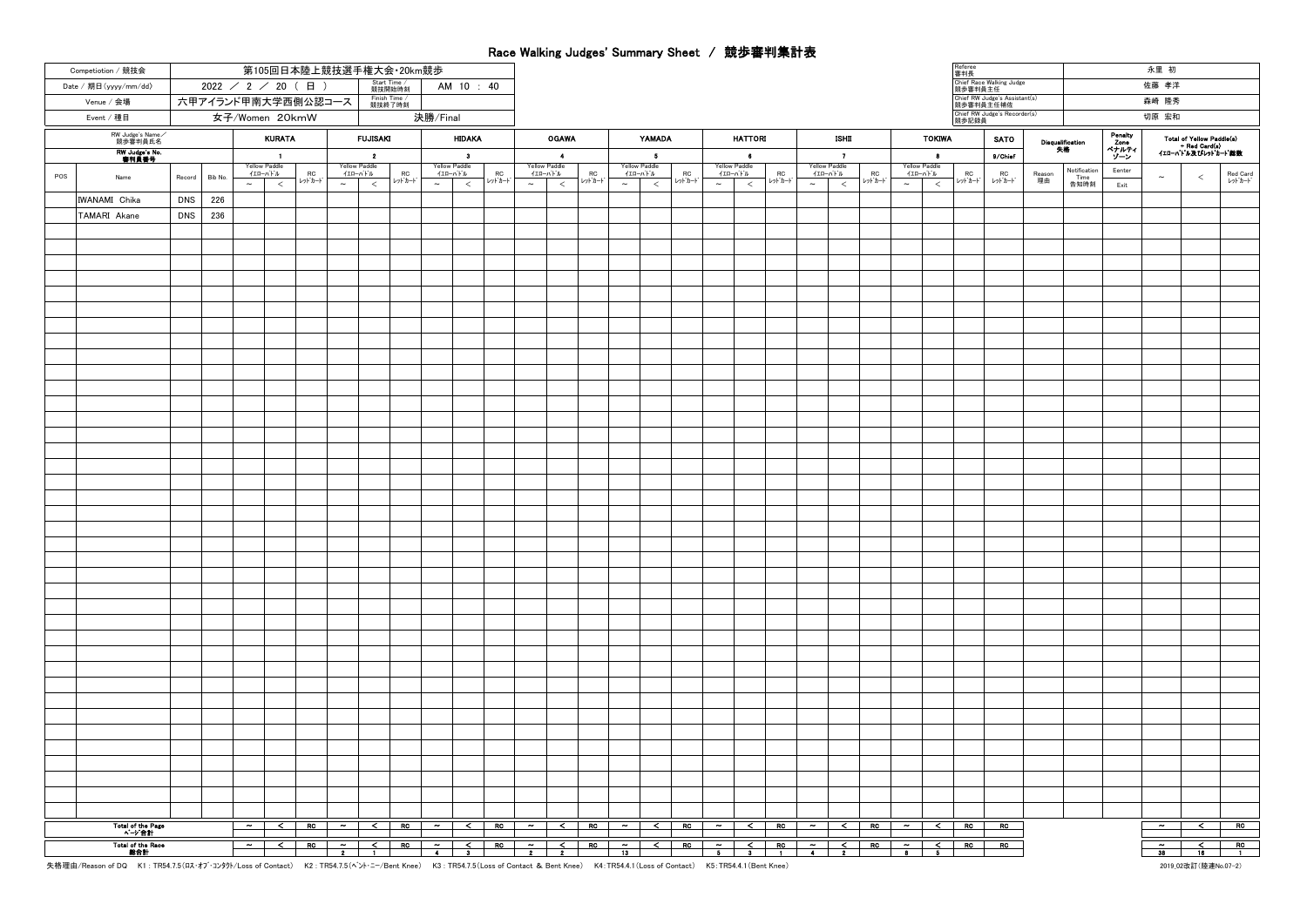# Race Walking Judges' Summary Sheet ／ 競歩審判集計表

| | | | | | |
|---|---|---|---|---|---|
| Competiotion ／ 競技会 | 第105回日本陸上競技選手権大会・20km競歩 | | | Referee 審判長 | 永里 初 |
| Date ／ 期日(yyyy/mm/dd) | 2022 ／ 2 ／ 20 （ 日 ） | Start Time ／ 競技開始時刻 | AM 10 ： 40 | Chief Race Walking Judge 競歩審判員主任 | 佐藤 孝洋 |
| Venue ／ 会場 | 六甲アイランド甲南大学西側公認コース | Finish Time ／ 競技終了時刻 | | Chief RW Judge's Assistant(s) 競歩審判員主任補佐 | 森崎 隆秀 |
| Event ／ 種目 | 女子/Women 20kmW | 決勝/Final | | Chief RW Judge's Recorder(s) 競歩記録員 | 切原 宏和 |

| RW Judge's Name／競歩審判員氏名 | | | | KURATA | | | FUJISAKI | | | HIDAKA | | | OGAWA | | | YAMADA | | | HATTORI | | | ISHII | | | TOKIWA | | | SATO | Disqualification 失格 | | Penalty Zone ペナルティゾーン | Total of Yellow Paddle(s) ＋ Red Card(s) イエローパドル及びレッドカード総数 | | |
|---|---|---|---|---|---|---|---|---|---|---|---|---|---|---|---|---|---|---|---|---|---|---|---|---|---|---|---|---|---|---|---|---|---|---|
| RW Judge's No. 審判員番号 | | | | 1 | | | 2 | | | 3 | | | 4 | | | 5 | | | 6 | | | 7 | | | 8 | | | 9/Chief | | | | | | |
| POS | Name | Record | Bib No. | Yellow Paddle イエローパドル ～ | ＜ | RC レッドカード | Yellow Paddle イエローパドル ～ | ＜ | RC レッドカード | Yellow Paddle イエローパドル ～ | ＜ | RC レッドカード | Yellow Paddle イエローパドル ～ | ＜ | RC レッドカード | Yellow Paddle イエローパドル ～ | ＜ | RC レッドカード | Yellow Paddle イエローパドル ～ | ＜ | RC レッドカード | Yellow Paddle イエローパドル ～ | ＜ | RC レッドカード | Yellow Paddle イエローパドル ～ | ＜ | RC レッドカード | RC レッドカード | Reason 理由 | Notification Time 告知時刻 | Eenter / Exit | ～ | ＜ | Red Card レッドカード |
| | IWANAMI Chika | DNS | 226 | | | | | | | | | | | | | | | | | | | | | | | | | | | | | | | |
| | TAMARI Akane | DNS | 236 | | | | | | | | | | | | | | | | | | | | | | | | | | | | | | | |
| Total of the Page ページ合計 | | | | ～ | ＜ | RC | ～ | ＜ | RC | ～ | ＜ | RC | ～ | ＜ | RC | ～ | ＜ | RC | ～ | ＜ | RC | ～ | ＜ | RC | ～ | ＜ | RC | RC | | | | ～ | ＜ | RC |
| Total of the Race 総合計 | | | | ～ | ＜ | RC | ～ 2 | ＜ 1 | RC | ～ 4 | ＜ 3 | RC | ～ 2 | ＜ 2 | RC | ～ 13 | ＜ | RC | ～ 5 | ＜ 3 | RC 1 | ～ 4 | ＜ 2 | RC | ～ 8 | ＜ 5 | RC | RC | | | | ～ 38 | ＜ 16 | RC 1 |

失格理由/Reason of DQ　K1：TR54.7.5(ロス･オブ･コンタクト/Loss of Contact)　K2：TR54.7.5(ベント･ニー/Bent Knee)　K3：TR54.7.5(Loss of Contact ＆ Bent Knee)　K4:TR54.4.1(Loss of Contact)　K5:TR54.4.1(Bent Knee)

2019_02改訂(陸連No.07-2)